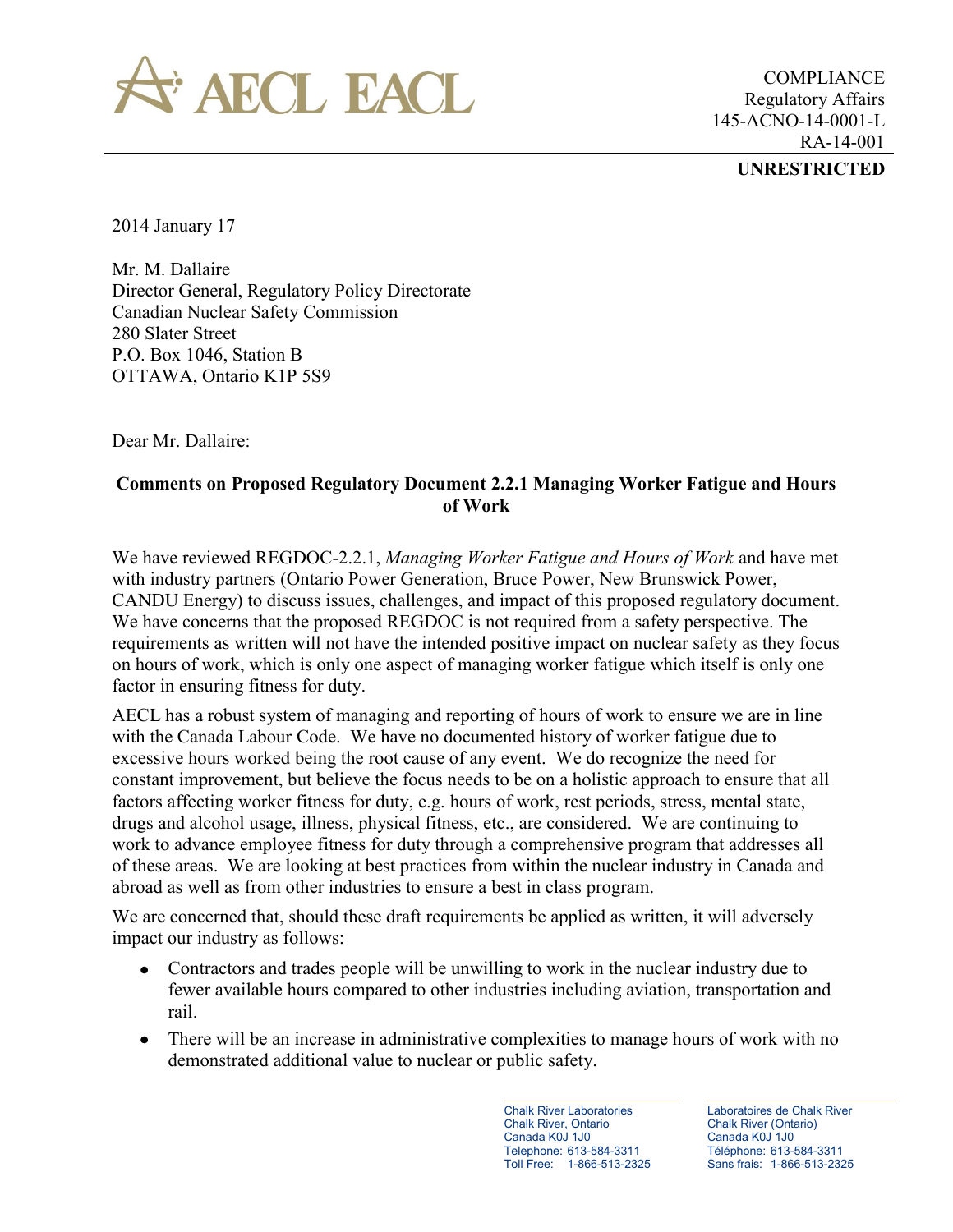AECL EACL

COMPLIANCE
Regulatory Affairs
145-ACNO-14-0001-L
RA-14-001

**UNRESTRICTED**

2014 January 17

Mr. M. Dallaire
Director General, Regulatory Policy Directorate
Canadian Nuclear Safety Commission
280 Slater Street
P.O. Box 1046, Station B
OTTAWA, Ontario K1P 5S9

Dear Mr. Dallaire:

**Comments on Proposed Regulatory Document 2.2.1 Managing Worker Fatigue and Hours of Work**

We have reviewed REGDOC-2.2.1, *Managing Worker Fatigue and Hours of Work* and have met with industry partners (Ontario Power Generation, Bruce Power, New Brunswick Power, CANDU Energy) to discuss issues, challenges, and impact of this proposed regulatory document. We have concerns that the proposed REGDOC is not required from a safety perspective. The requirements as written will not have the intended positive impact on nuclear safety as they focus on hours of work, which is only one aspect of managing worker fatigue which itself is only one factor in ensuring fitness for duty.

AECL has a robust system of managing and reporting of hours of work to ensure we are in line with the Canada Labour Code. We have no documented history of worker fatigue due to excessive hours worked being the root cause of any event. We do recognize the need for constant improvement, but believe the focus needs to be on a holistic approach to ensure that all factors affecting worker fitness for duty, e.g. hours of work, rest periods, stress, mental state, drugs and alcohol usage, illness, physical fitness, etc., are considered. We are continuing to work to advance employee fitness for duty through a comprehensive program that addresses all of these areas. We are looking at best practices from within the nuclear industry in Canada and abroad as well as from other industries to ensure a best in class program.

We are concerned that, should these draft requirements be applied as written, it will adversely impact our industry as follows:

- Contractors and trades people will be unwilling to work in the nuclear industry due to fewer available hours compared to other industries including aviation, transportation and rail.
- There will be an increase in administrative complexities to manage hours of work with no demonstrated additional value to nuclear or public safety.

Chalk River Laboratories
Chalk River, Ontario
Canada K0J 1J0
Telephone: 613-584-3311
Toll Free: 1-866-513-2325

Laboratoires de Chalk River
Chalk River (Ontario)
Canada K0J 1J0
Téléphone: 613-584-3311
Sans frais: 1-866-513-2325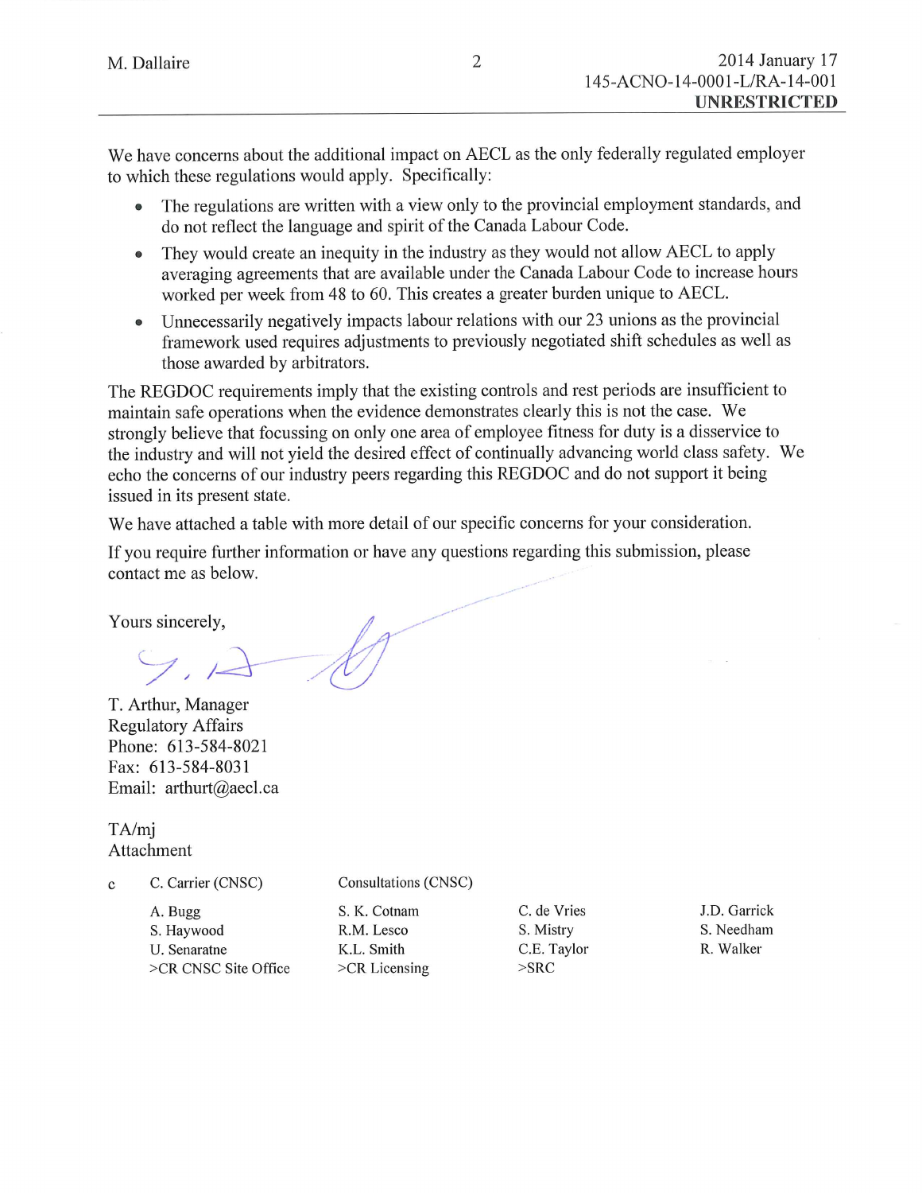We have concerns about the additional impact on AECL as the only federally regulated employer to which these regulations would apply. Specifically:

- The regulations are written with a view only to the provincial employment standards, and do not reflect the language and spirit of the Canada Labour Code.
- They would create an inequity in the industry as they would not allow AECL to apply averaging agreements that are available under the Canada Labour Code to increase hours worked per week from 48 to 60. This creates a greater burden unique to AECL.
- Unnecessarily negatively impacts labour relations with our 23 unions as the provincial framework used requires adjustments to previously negotiated shift schedules as well as those awarded by arbitrators.

The REGDOC requirements imply that the existing controls and rest periods are insufficient to maintain safe operations when the evidence demonstrates clearly this is not the case. We strongly believe that focussing on only one area of employee fitness for duty is a disservice to the industry and will not yield the desired effect of continually advancing world class safety. We echo the concerns of our industry peers regarding this REGDOC and do not support it being issued in its present state.

We have attached a table with more detail of our specific concerns for your consideration.

If you require further information or have any questions regarding this submission, please contact me as below.

Yours sincerely,

T. Arthur, Manager
Regulatory Affairs
Phone: 613-584-8021
Fax: 613-584-8031
Email: arthurt@aecl.ca

TA/mj
Attachment

c C. Carrier (CNSC) Consultations (CNSC)

A. Bugg
S. Haywood
U. Senaratne
>CR CNSC Site Office

S. K. Cotnam
R.M. Lesco
K.L. Smith
>CR Licensing

C. de Vries
S. Mistry
C.E. Taylor
>SRC

J.D. Garrick
S. Needham
R. Walker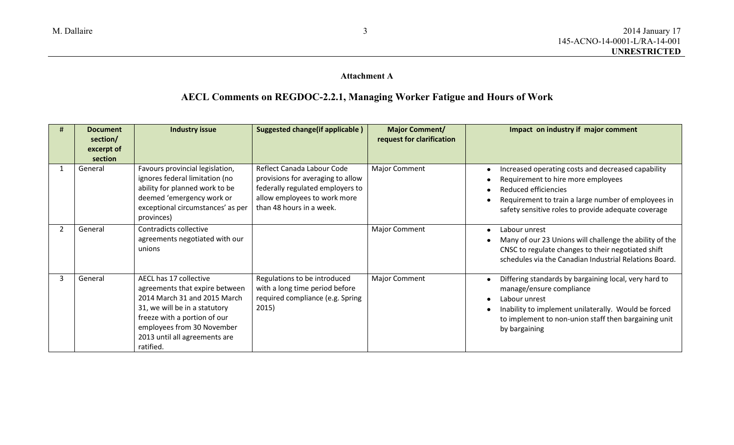**Attachment A**

## AECL Comments on REGDOC-2.2.1, Managing Worker Fatigue and Hours of Work

| # | Document section/ excerpt of section | Industry issue | Suggested change(if applicable ) | Major Comment/ request for clarification | Impact on industry if major comment |
|---|---|---|---|---|---|
| 1 | General | Favours provincial legislation, ignores federal limitation (no ability for planned work to be deemed 'emergency work or exceptional circumstances' as per provinces) | Reflect Canada Labour Code provisions for averaging to allow federally regulated employers to allow employees to work more than 48 hours in a week. | Major Comment | • Increased operating costs and decreased capability<br>• Requirement to hire more employees<br>• Reduced efficiencies<br>• Requirement to train a large number of employees in safety sensitive roles to provide adequate coverage |
| 2 | General | Contradicts collective agreements negotiated with our unions | | Major Comment | • Labour unrest<br>• Many of our 23 Unions will challenge the ability of the CNSC to regulate changes to their negotiated shift schedules via the Canadian Industrial Relations Board. |
| 3 | General | AECL has 17 collective agreements that expire between 2014 March 31 and 2015 March 31, we will be in a statutory freeze with a portion of our employees from 30 November 2013 until all agreements are ratified. | Regulations to be introduced with a long time period before required compliance (e.g. Spring 2015) | Major Comment | • Differing standards by bargaining local, very hard to manage/ensure compliance<br>• Labour unrest<br>• Inability to implement unilaterally. Would be forced to implement to non-union staff then bargaining unit by bargaining |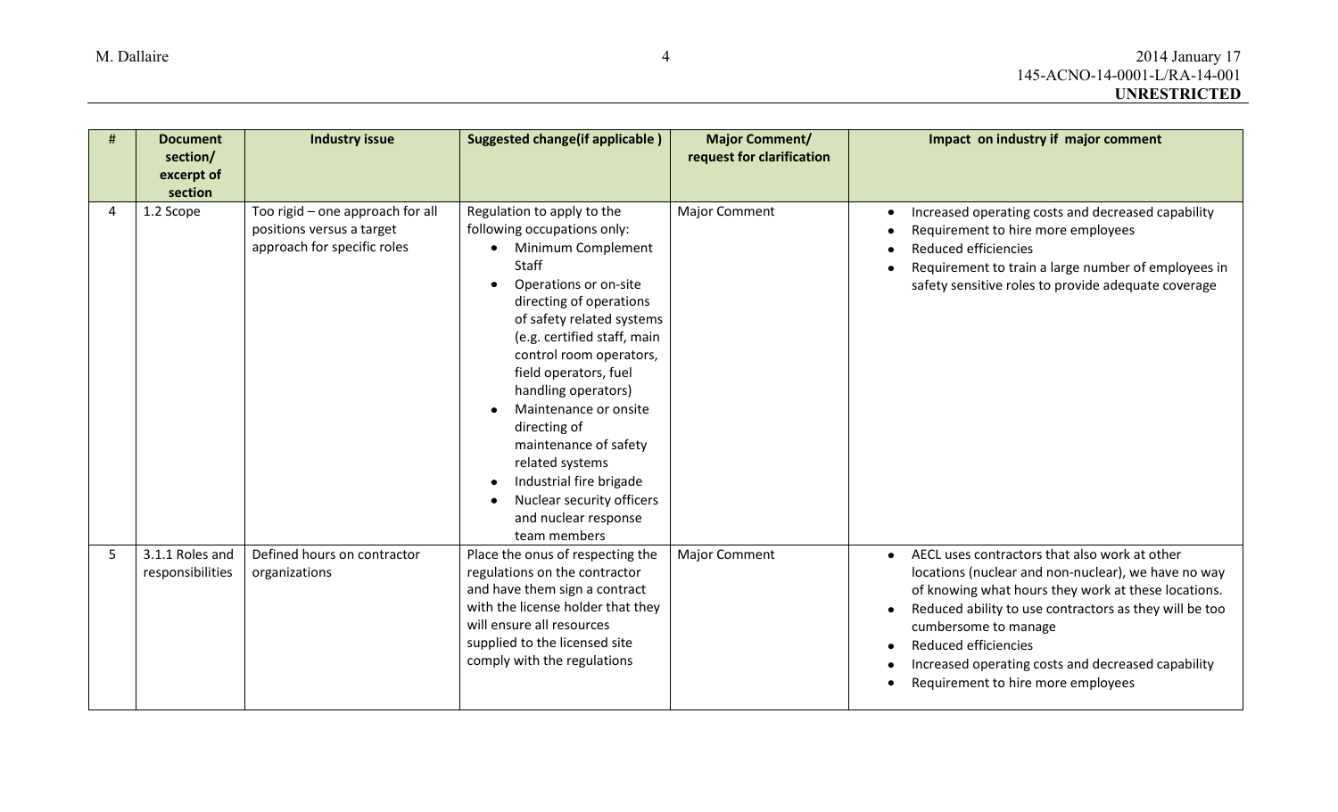| # | Document section/ excerpt of section | Industry issue | Suggested change(if applicable ) | Major Comment/ request for clarification | Impact on industry if major comment |
|---|---|---|---|---|---|
| 4 | 1.2 Scope | Too rigid – one approach for all positions versus a target approach for specific roles | Regulation to apply to the following occupations only: <br>• Minimum Complement Staff <br>• Operations or on-site directing of operations of safety related systems (e.g. certified staff, main control room operators, field operators, fuel handling operators) <br>• Maintenance or onsite directing of maintenance of safety related systems <br>• Industrial fire brigade <br>• Nuclear security officers and nuclear response team members | Major Comment | • Increased operating costs and decreased capability <br>• Requirement to hire more employees <br>• Reduced efficiencies <br>• Requirement to train a large number of employees in safety sensitive roles to provide adequate coverage |
| 5 | 3.1.1 Roles and responsibilities | Defined hours on contractor organizations | Place the onus of respecting the regulations on the contractor and have them sign a contract with the license holder that they will ensure all resources supplied to the licensed site comply with the regulations | Major Comment | • AECL uses contractors that also work at other locations (nuclear and non-nuclear), we have no way of knowing what hours they work at these locations. <br>• Reduced ability to use contractors as they will be too cumbersome to manage <br>• Reduced efficiencies <br>• Increased operating costs and decreased capability <br>• Requirement to hire more employees |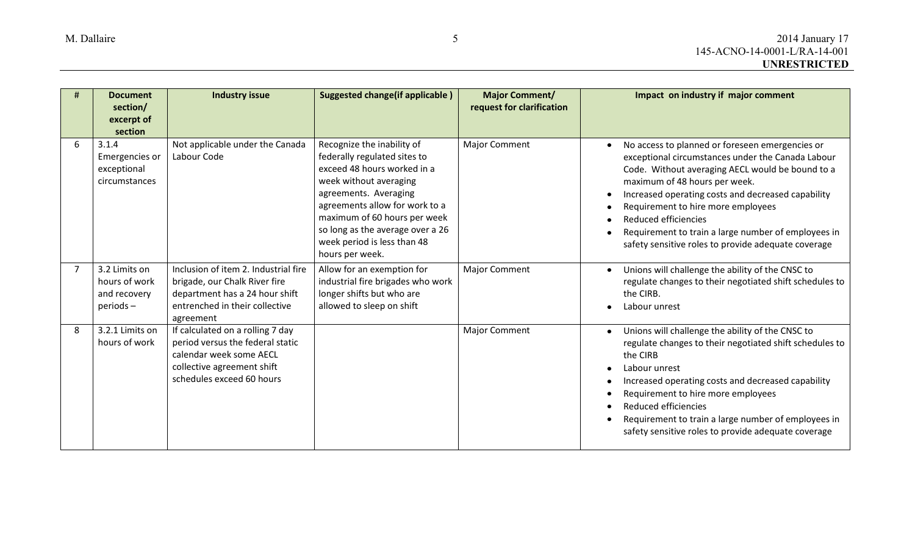| # | Document section/ excerpt of section | Industry issue | Suggested change(if applicable ) | Major Comment/ request for clarification | Impact on industry if major comment |
|---|---|---|---|---|---|
| 6 | 3.1.4 Emergencies or exceptional circumstances | Not applicable under the Canada Labour Code | Recognize the inability of federally regulated sites to exceed 48 hours worked in a week without averaging agreements. Averaging agreements allow for work to a maximum of 60 hours per week so long as the average over a 26 week period is less than 48 hours per week. | Major Comment | • No access to planned or foreseen emergencies or exceptional circumstances under the Canada Labour Code. Without averaging AECL would be bound to a maximum of 48 hours per week.<br>• Increased operating costs and decreased capability<br>• Requirement to hire more employees<br>• Reduced efficiencies<br>• Requirement to train a large number of employees in safety sensitive roles to provide adequate coverage |
| 7 | 3.2 Limits on hours of work and recovery periods – | Inclusion of item 2. Industrial fire brigade, our Chalk River fire department has a 24 hour shift entrenched in their collective agreement | Allow for an exemption for industrial fire brigades who work longer shifts but who are allowed to sleep on shift | Major Comment | • Unions will challenge the ability of the CNSC to regulate changes to their negotiated shift schedules to the CIRB.<br>• Labour unrest |
| 8 | 3.2.1 Limits on hours of work | If calculated on a rolling 7 day period versus the federal static calendar week some AECL collective agreement shift schedules exceed 60 hours | | Major Comment | • Unions will challenge the ability of the CNSC to regulate changes to their negotiated shift schedules to the CIRB<br>• Labour unrest<br>• Increased operating costs and decreased capability<br>• Requirement to hire more employees<br>• Reduced efficiencies<br>• Requirement to train a large number of employees in safety sensitive roles to provide adequate coverage |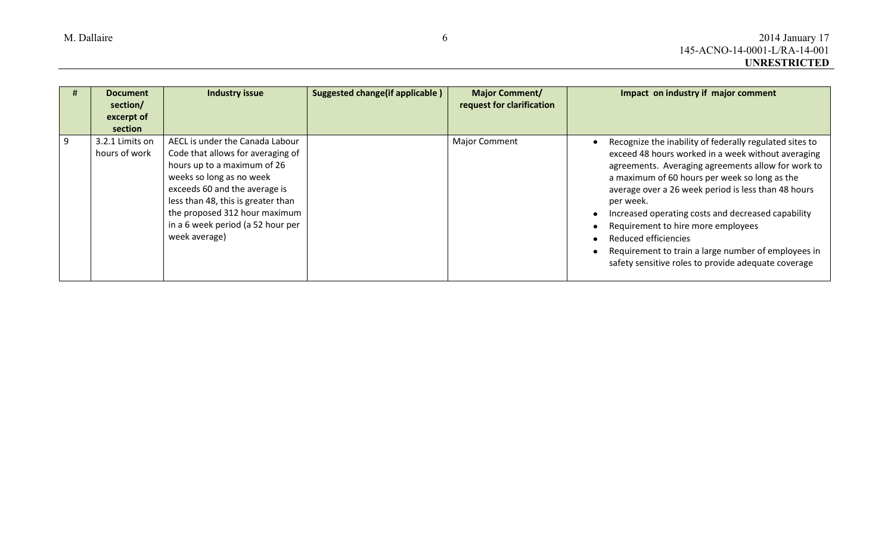| # | Document section/ excerpt of section | Industry issue | Suggested change(if applicable ) | Major Comment/ request for clarification | Impact on industry if major comment |
|---|---|---|---|---|---|
| 9 | 3.2.1 Limits on hours of work | AECL is under the Canada Labour Code that allows for averaging of hours up to a maximum of 26 weeks so long as no week exceeds 60 and the average is less than 48, this is greater than the proposed 312 hour maximum in a 6 week period (a 52 hour per week average) | | Major Comment | • Recognize the inability of federally regulated sites to exceed 48 hours worked in a week without averaging agreements. Averaging agreements allow for work to a maximum of 60 hours per week so long as the average over a 26 week period is less than 48 hours per week.<br>• Increased operating costs and decreased capability<br>• Requirement to hire more employees<br>• Reduced efficiencies<br>• Requirement to train a large number of employees in safety sensitive roles to provide adequate coverage |